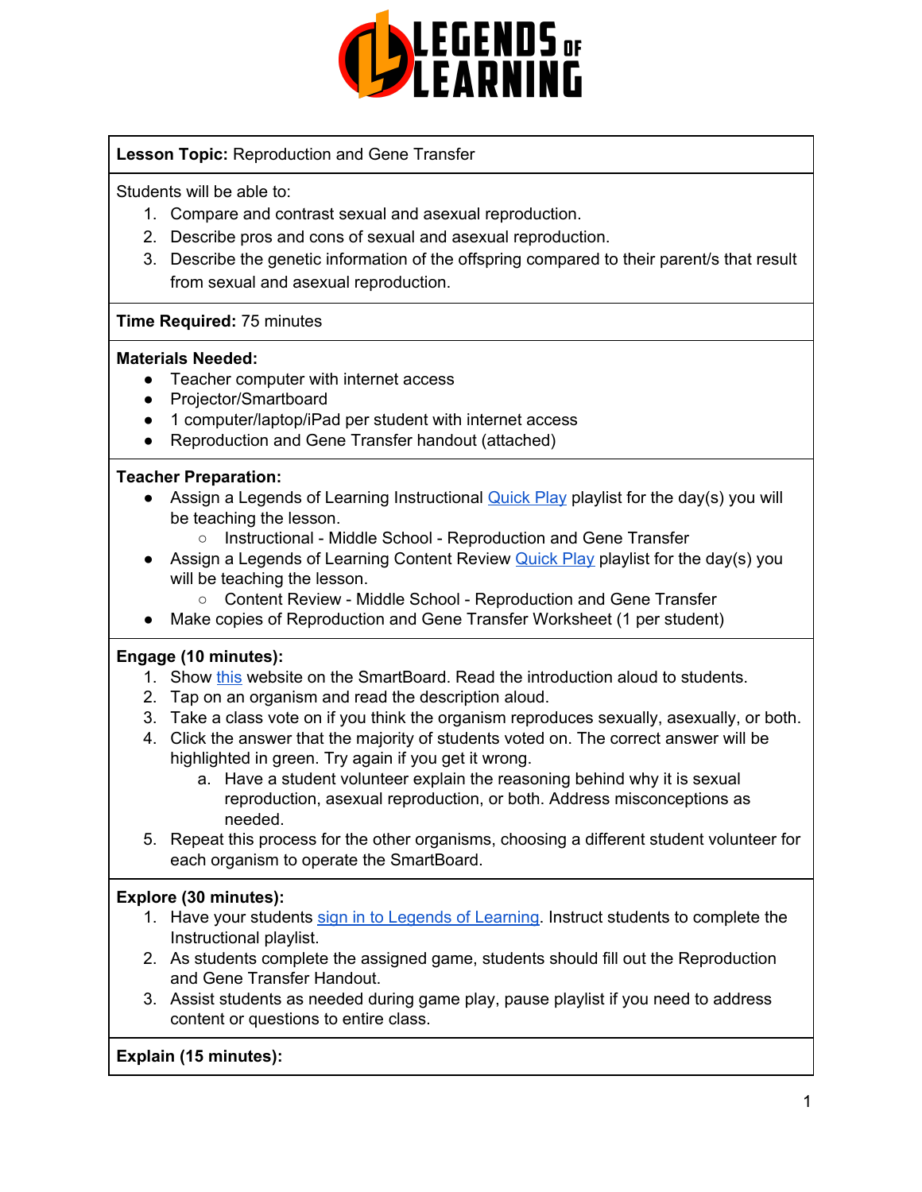**Lesson Topic:** Reproduction and Gene Transfer

Students will be able to:

1. Compare and contrast sexual and asexual reproduction.
2. Describe pros and cons of sexual and asexual reproduction.
3. Describe the genetic information of the offspring compared to their parent/s that result from sexual and asexual reproduction.

**Time Required:** 75 minutes

**Materials Needed:**

- Teacher computer with internet access
- Projector/Smartboard
- 1 computer/laptop/iPad per student with internet access
- Reproduction and Gene Transfer handout (attached)

**Teacher Preparation:**

- Assign a Legends of Learning Instructional Quick Play playlist for the day(s) you will be teaching the lesson.
  - Instructional - Middle School - Reproduction and Gene Transfer
- Assign a Legends of Learning Content Review Quick Play playlist for the day(s) you will be teaching the lesson.
  - Content Review - Middle School - Reproduction and Gene Transfer
- Make copies of Reproduction and Gene Transfer Worksheet (1 per student)

**Engage (10 minutes):**

1. Show this website on the SmartBoard. Read the introduction aloud to students.
2. Tap on an organism and read the description aloud.
3. Take a class vote on if you think the organism reproduces sexually, asexually, or both.
4. Click the answer that the majority of students voted on. The correct answer will be highlighted in green. Try again if you get it wrong.
   a. Have a student volunteer explain the reasoning behind why it is sexual reproduction, asexual reproduction, or both. Address misconceptions as needed.
5. Repeat this process for the other organisms, choosing a different student volunteer for each organism to operate the SmartBoard.

**Explore (30 minutes):**

1. Have your students sign in to Legends of Learning. Instruct students to complete the Instructional playlist.
2. As students complete the assigned game, students should fill out the Reproduction and Gene Transfer Handout.
3. Assist students as needed during game play, pause playlist if you need to address content or questions to entire class.

**Explain (15 minutes):**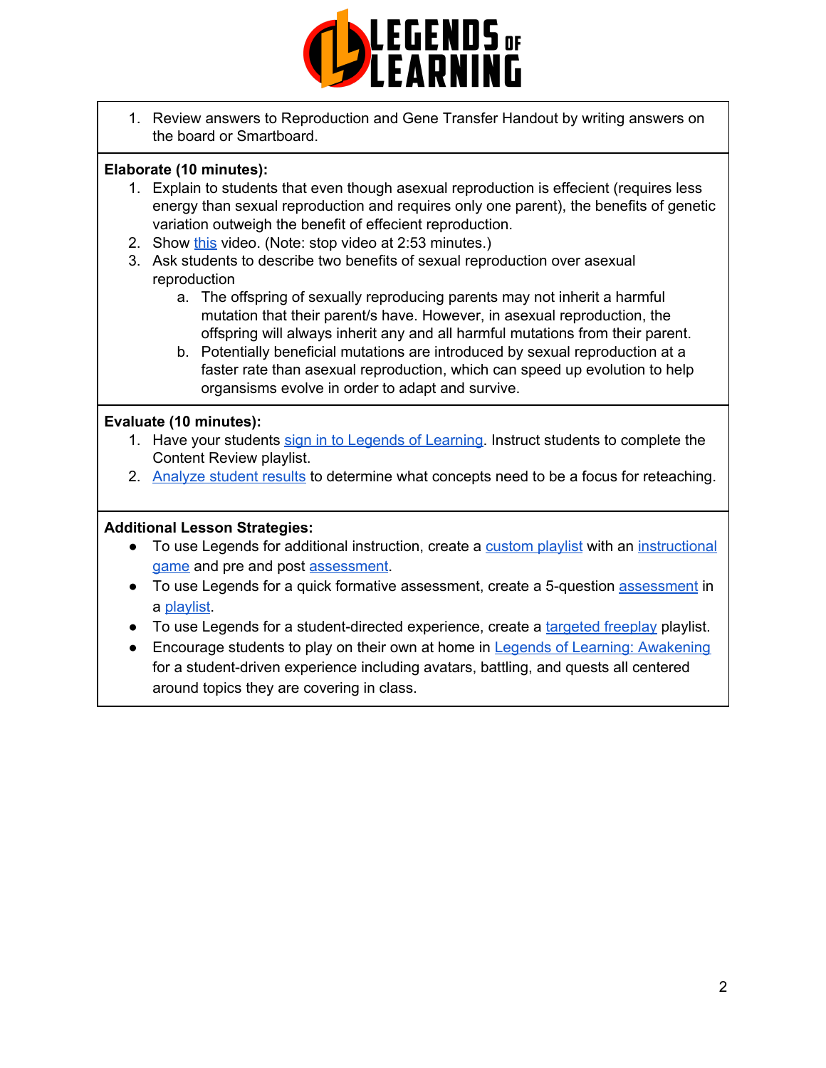1. Review answers to Reproduction and Gene Transfer Handout by writing answers on the board or Smartboard.

**Elaborate (10 minutes):**

1. Explain to students that even though asexual reproduction is effecient (requires less energy than sexual reproduction and requires only one parent), the benefits of genetic variation outweigh the benefit of effecient reproduction.
2. Show this video. (Note: stop video at 2:53 minutes.)
3. Ask students to describe two benefits of sexual reproduction over asexual reproduction
   a. The offspring of sexually reproducing parents may not inherit a harmful mutation that their parent/s have. However, in asexual reproduction, the offspring will always inherit any and all harmful mutations from their parent.
   b. Potentially beneficial mutations are introduced by sexual reproduction at a faster rate than asexual reproduction, which can speed up evolution to help organsisms evolve in order to adapt and survive.

**Evaluate (10 minutes):**

1. Have your students sign in to Legends of Learning. Instruct students to complete the Content Review playlist.
2. Analyze student results to determine what concepts need to be a focus for reteaching.

**Additional Lesson Strategies:**

- To use Legends for additional instruction, create a custom playlist with an instructional game and pre and post assessment.
- To use Legends for a quick formative assessment, create a 5-question assessment in a playlist.
- To use Legends for a student-directed experience, create a targeted freeplay playlist.
- Encourage students to play on their own at home in Legends of Learning: Awakening for a student-driven experience including avatars, battling, and quests all centered around topics they are covering in class.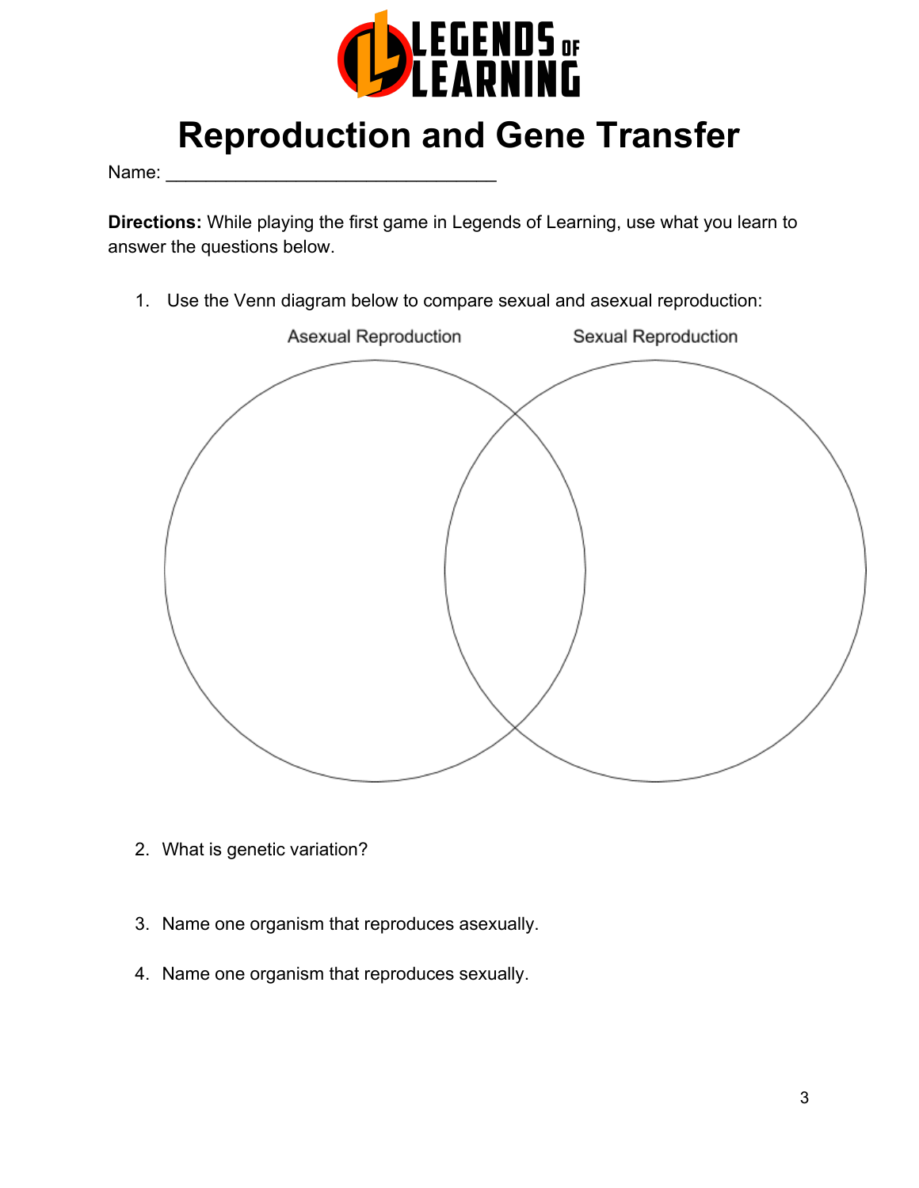# Reproduction and Gene Transfer

Name: ________________________________

**Directions:** While playing the first game in Legends of Learning, use what you learn to answer the questions below.

1. Use the Venn diagram below to compare sexual and asexual reproduction:

Asexual Reproduction    Sexual Reproduction

2. What is genetic variation?

3. Name one organism that reproduces asexually.

4. Name one organism that reproduces sexually.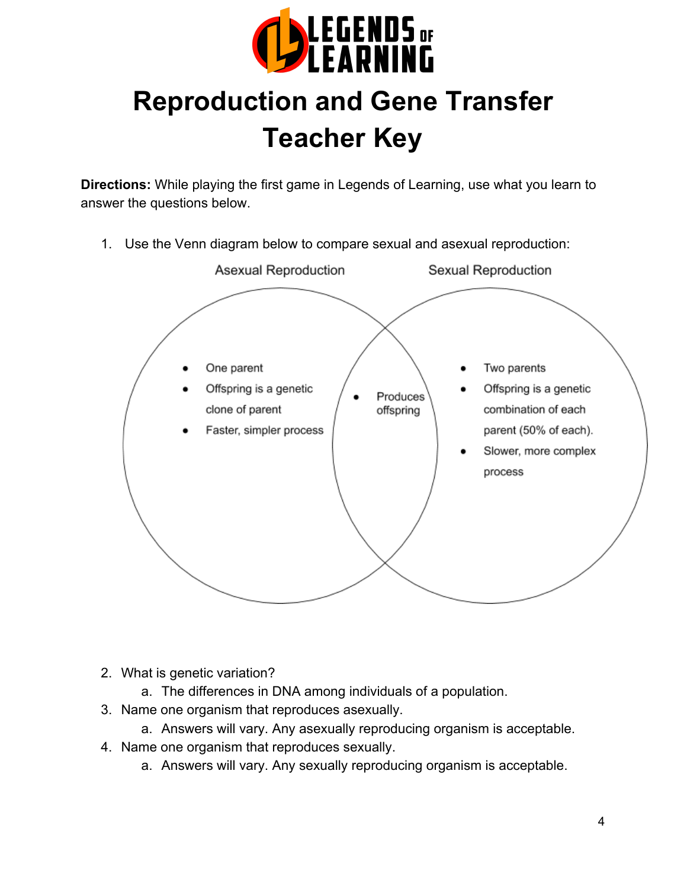LEGENDS OF LEARNING

# Reproduction and Gene Transfer Teacher Key

**Directions:** While playing the first game in Legends of Learning, use what you learn to answer the questions below.

1. Use the Venn diagram below to compare sexual and asexual reproduction:

Asexual Reproduction

- One parent
- Offspring is a genetic clone of parent
- Faster, simpler process

Both

- Produces offspring

Sexual Reproduction

- Two parents
- Offspring is a genetic combination of each parent (50% of each).
- Slower, more complex process

2. What is genetic variation?
    a. The differences in DNA among individuals of a population.
3. Name one organism that reproduces asexually.
    a. Answers will vary. Any asexually reproducing organism is acceptable.
4. Name one organism that reproduces sexually.
    a. Answers will vary. Any sexually reproducing organism is acceptable.